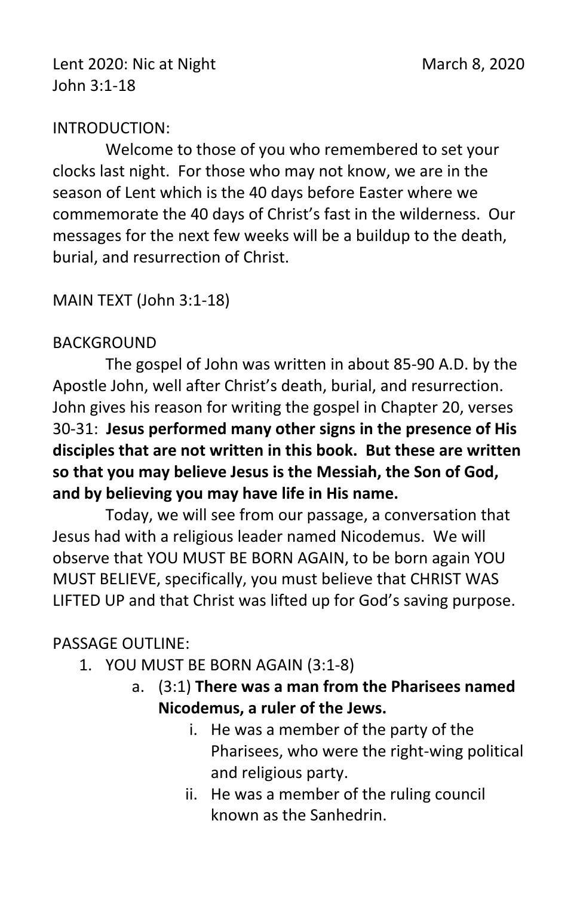Lent 2020: Nic at Night March 8, 2020
John 3:1-18

INTRODUCTION:

Welcome to those of you who remembered to set your clocks last night. For those who may not know, we are in the season of Lent which is the 40 days before Easter where we commemorate the 40 days of Christ's fast in the wilderness. Our messages for the next few weeks will be a buildup to the death, burial, and resurrection of Christ.

MAIN TEXT (John 3:1-18)

BACKGROUND

The gospel of John was written in about 85-90 A.D. by the Apostle John, well after Christ's death, burial, and resurrection. John gives his reason for writing the gospel in Chapter 20, verses 30-31: **Jesus performed many other signs in the presence of His disciples that are not written in this book. But these are written so that you may believe Jesus is the Messiah, the Son of God, and by believing you may have life in His name.**

Today, we will see from our passage, a conversation that Jesus had with a religious leader named Nicodemus. We will observe that YOU MUST BE BORN AGAIN, to be born again YOU MUST BELIEVE, specifically, you must believe that CHRIST WAS LIFTED UP and that Christ was lifted up for God's saving purpose.

PASSAGE OUTLINE:

1. YOU MUST BE BORN AGAIN (3:1-8)
   a. (3:1) **There was a man from the Pharisees named Nicodemus, a ruler of the Jews.**
      i. He was a member of the party of the Pharisees, who were the right-wing political and religious party.
      ii. He was a member of the ruling council known as the Sanhedrin.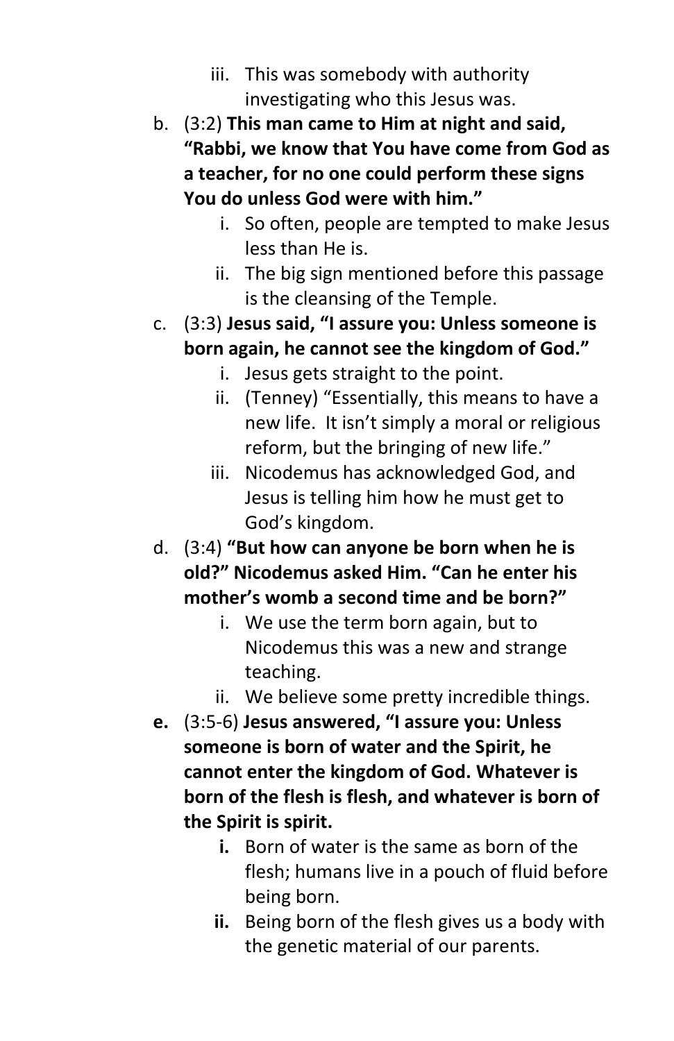iii. This was somebody with authority investigating who this Jesus was.

b. (3:2) **This man came to Him at night and said, "Rabbi, we know that You have come from God as a teacher, for no one could perform these signs You do unless God were with him."**
   i. So often, people are tempted to make Jesus less than He is.
   ii. The big sign mentioned before this passage is the cleansing of the Temple.

c. (3:3) **Jesus said, "I assure you: Unless someone is born again, he cannot see the kingdom of God."**
   i. Jesus gets straight to the point.
   ii. (Tenney) "Essentially, this means to have a new life. It isn't simply a moral or religious reform, but the bringing of new life."
   iii. Nicodemus has acknowledged God, and Jesus is telling him how he must get to God's kingdom.

d. (3:4) **"But how can anyone be born when he is old?" Nicodemus asked Him. "Can he enter his mother's womb a second time and be born?"**
   i. We use the term born again, but to Nicodemus this was a new and strange teaching.
   ii. We believe some pretty incredible things.

**e.** (3:5-6) **Jesus answered, "I assure you: Unless someone is born of water and the Spirit, he cannot enter the kingdom of God. Whatever is born of the flesh is flesh, and whatever is born of the Spirit is spirit.**
   **i.** Born of water is the same as born of the flesh; humans live in a pouch of fluid before being born.
   **ii.** Being born of the flesh gives us a body with the genetic material of our parents.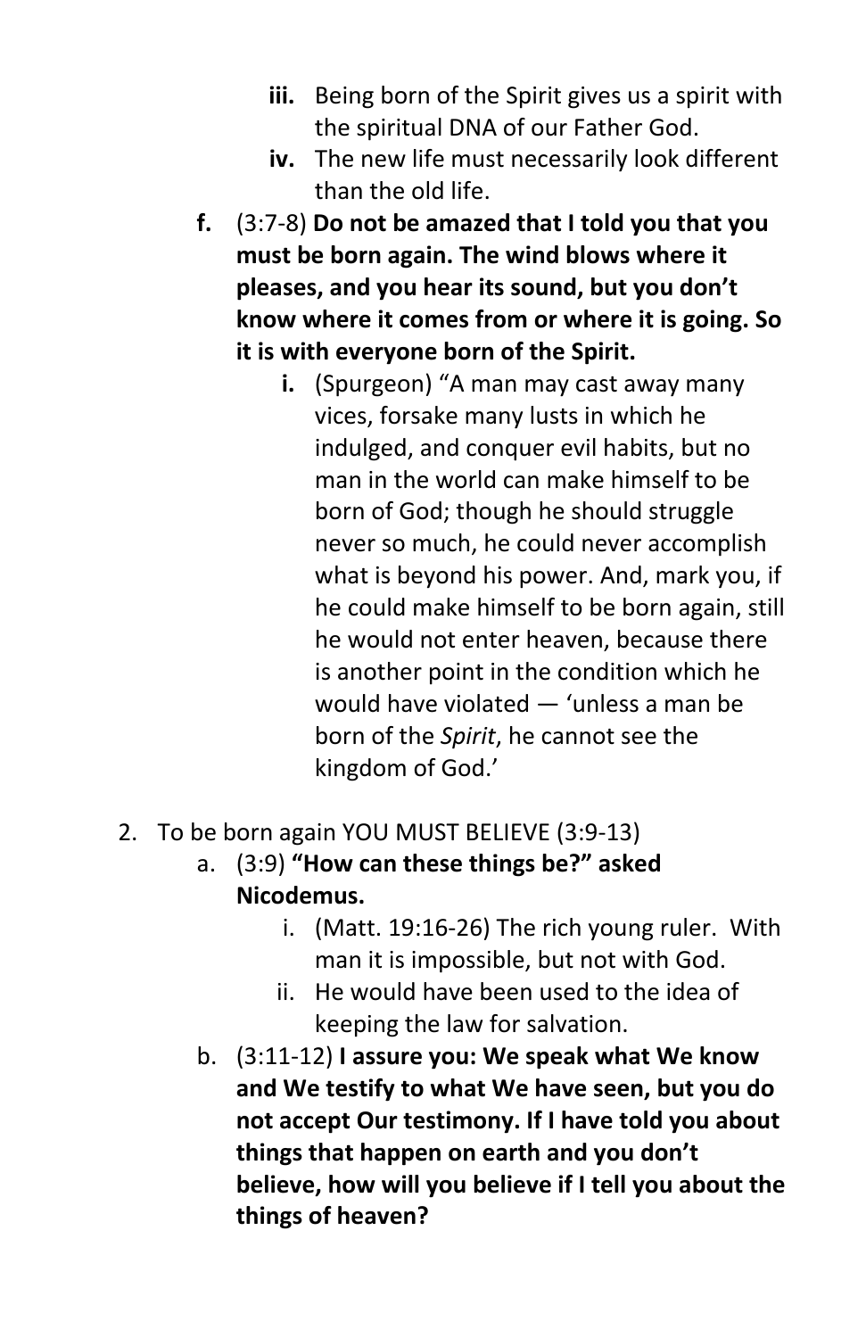- **iii.** Being born of the Spirit gives us a spirit with the spiritual DNA of our Father God.
   - **iv.** The new life must necessarily look different than the old life.

- **f.** (3:7-8) **Do not be amazed that I told you that you must be born again. The wind blows where it pleases, and you hear its sound, but you don't know where it comes from or where it is going. So it is with everyone born of the Spirit.**
   - **i.** (Spurgeon) "A man may cast away many vices, forsake many lusts in which he indulged, and conquer evil habits, but no man in the world can make himself to be born of God; though he should struggle never so much, he could never accomplish what is beyond his power. And, mark you, if he could make himself to be born again, still he would not enter heaven, because there is another point in the condition which he would have violated — 'unless a man be born of the *Spirit*, he cannot see the kingdom of God.'

2. To be born again YOU MUST BELIEVE (3:9-13)
   - a. (3:9) **"How can these things be?" asked Nicodemus.**
      - i. (Matt. 19:16-26) The rich young ruler. With man it is impossible, but not with God.
      - ii. He would have been used to the idea of keeping the law for salvation.
   - b. (3:11-12) **I assure you: We speak what We know and We testify to what We have seen, but you do not accept Our testimony. If I have told you about things that happen on earth and you don't believe, how will you believe if I tell you about the things of heaven?**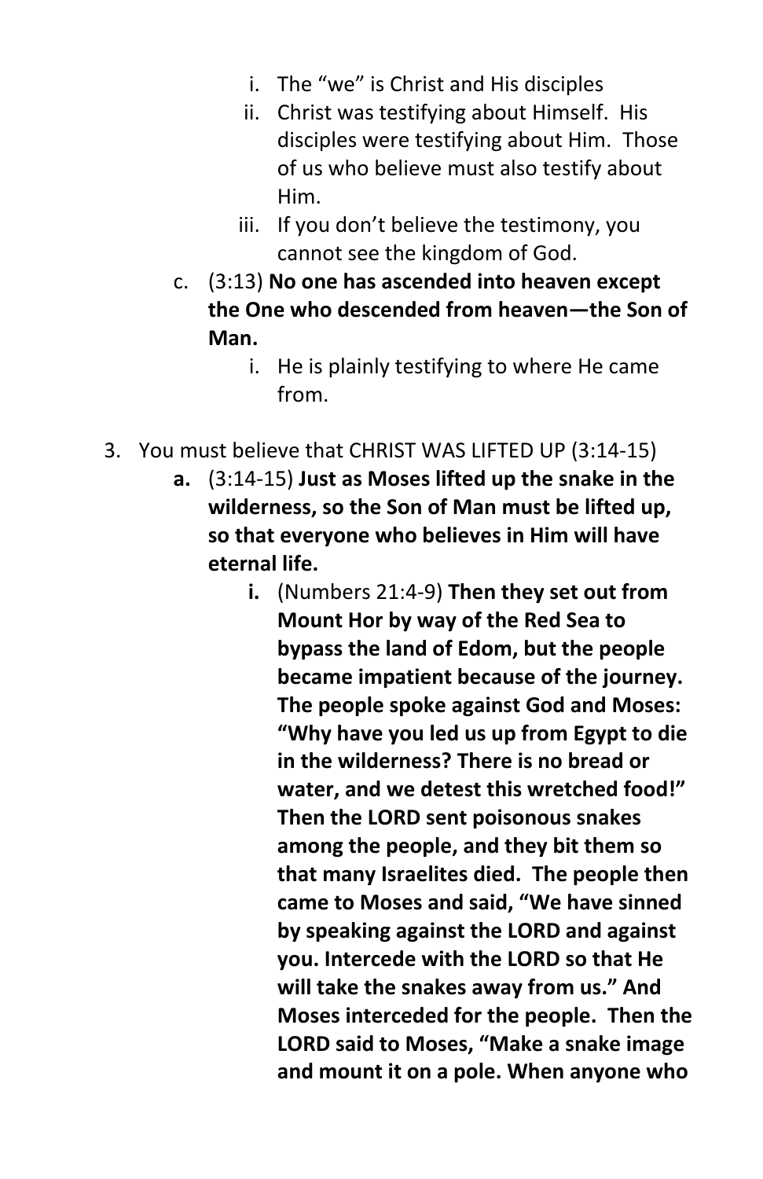i. The "we" is Christ and His disciples
   ii. Christ was testifying about Himself. His disciples were testifying about Him. Those of us who believe must also testify about Him.
   iii. If you don't believe the testimony, you cannot see the kingdom of God.

c. (3:13) **No one has ascended into heaven except the One who descended from heaven—the Son of Man.**
   i. He is plainly testifying to where He came from.

3. You must believe that CHRIST WAS LIFTED UP (3:14-15)
   **a.** (3:14-15) **Just as Moses lifted up the snake in the wilderness, so the Son of Man must be lifted up, so that everyone who believes in Him will have eternal life.**
      **i.** (Numbers 21:4-9) **Then they set out from Mount Hor by way of the Red Sea to bypass the land of Edom, but the people became impatient because of the journey. The people spoke against God and Moses: "Why have you led us up from Egypt to die in the wilderness? There is no bread or water, and we detest this wretched food!" Then the LORD sent poisonous snakes among the people, and they bit them so that many Israelites died. The people then came to Moses and said, "We have sinned by speaking against the LORD and against you. Intercede with the LORD so that He will take the snakes away from us." And Moses interceded for the people. Then the LORD said to Moses, "Make a snake image and mount it on a pole. When anyone who**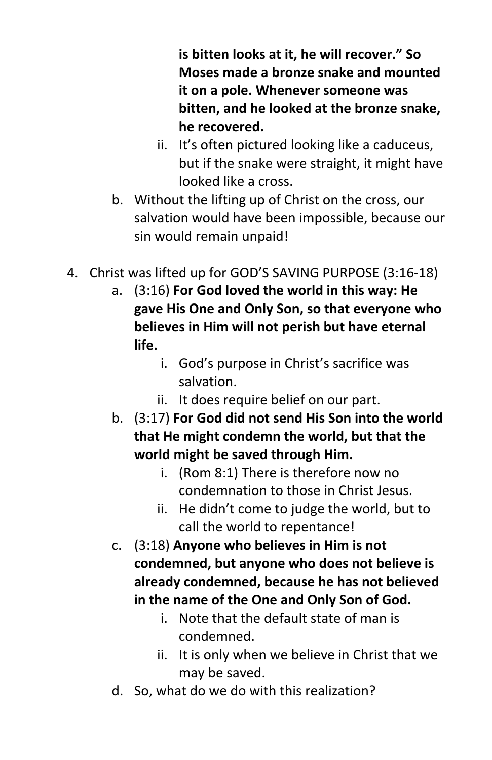**is bitten looks at it, he will recover." So Moses made a bronze snake and mounted it on a pole. Whenever someone was bitten, and he looked at the bronze snake, he recovered.**

    ii. It's often pictured looking like a caduceus, but if the snake were straight, it might have looked like a cross.

  b. Without the lifting up of Christ on the cross, our salvation would have been impossible, because our sin would remain unpaid!

4. Christ was lifted up for GOD'S SAVING PURPOSE (3:16-18)
    a. (3:16) **For God loved the world in this way: He gave His One and Only Son, so that everyone who believes in Him will not perish but have eternal life.**
        i. God's purpose in Christ's sacrifice was salvation.
        ii. It does require belief on our part.
    b. (3:17) **For God did not send His Son into the world that He might condemn the world, but that the world might be saved through Him.**
        i. (Rom 8:1) There is therefore now no condemnation to those in Christ Jesus.
        ii. He didn't come to judge the world, but to call the world to repentance!
    c. (3:18) **Anyone who believes in Him is not condemned, but anyone who does not believe is already condemned, because he has not believed in the name of the One and Only Son of God.**
        i. Note that the default state of man is condemned.
        ii. It is only when we believe in Christ that we may be saved.
    d. So, what do we do with this realization?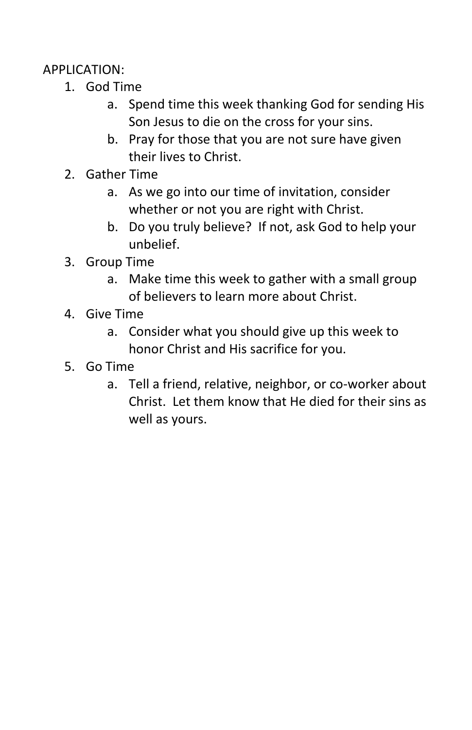APPLICATION:

1. God Time
    a. Spend time this week thanking God for sending His Son Jesus to die on the cross for your sins.
    b. Pray for those that you are not sure have given their lives to Christ.
2. Gather Time
    a. As we go into our time of invitation, consider whether or not you are right with Christ.
    b. Do you truly believe? If not, ask God to help your unbelief.
3. Group Time
    a. Make time this week to gather with a small group of believers to learn more about Christ.
4. Give Time
    a. Consider what you should give up this week to honor Christ and His sacrifice for you.
5. Go Time
    a. Tell a friend, relative, neighbor, or co-worker about Christ. Let them know that He died for their sins as well as yours.